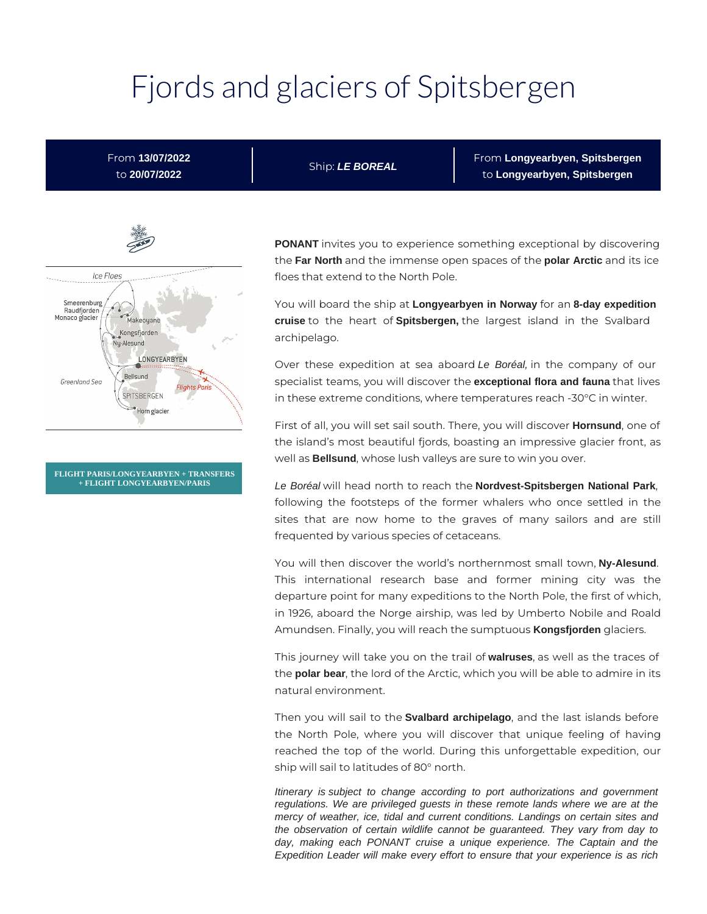# Fjords and glaciers of Spitsbergen

| From **13/07/2022** to **20/07/2022** | Ship: ***LE BOREAL*** | From **Longyearbyen, Spitsbergen** to **Longyearbyen, Spitsbergen** |
|---|---|---|

**FLIGHT PARIS/LONGYEARBYEN + TRANSFERS + FLIGHT LONGYEARBYEN/PARIS**

**PONANT** invites you to experience something exceptional by discovering the **Far North** and the immense open spaces of the **polar Arctic** and its ice floes that extend to the North Pole.

You will board the ship at **Longyearbyen in Norway** for an **8-day expedition cruise** to the heart of **Spitsbergen,** the largest island in the Svalbard archipelago.

Over these expedition at sea aboard *Le Boréal,* in the company of our specialist teams, you will discover the **exceptional flora and fauna** that lives in these extreme conditions, where temperatures reach -30°C in winter.

First of all, you will set sail south. There, you will discover **Hornsund**, one of the island's most beautiful fjords, boasting an impressive glacier front, as well as **Bellsund**, whose lush valleys are sure to win you over.

*Le Boréal* will head north to reach the **Nordvest-Spitsbergen National Park**, following the footsteps of the former whalers who once settled in the sites that are now home to the graves of many sailors and are still frequented by various species of cetaceans.

You will then discover the world's northernmost small town, **Ny-Alesund**. This international research base and former mining city was the departure point for many expeditions to the North Pole, the first of which, in 1926, aboard the Norge airship, was led by Umberto Nobile and Roald Amundsen. Finally, you will reach the sumptuous **Kongsfjorden** glaciers.

This journey will take you on the trail of **walruses**, as well as the traces of the **polar bear**, the lord of the Arctic, which you will be able to admire in its natural environment.

Then you will sail to the **Svalbard archipelago**, and the last islands before the North Pole, where you will discover that unique feeling of having reached the top of the world. During this unforgettable expedition, our ship will sail to latitudes of 80° north.

*Itinerary is subject to change according to port authorizations and government regulations. We are privileged guests in these remote lands where we are at the mercy of weather, ice, tidal and current conditions. Landings on certain sites and the observation of certain wildlife cannot be guaranteed. They vary from day to day, making each PONANT cruise a unique experience. The Captain and the Expedition Leader will make every effort to ensure that your experience is as rich*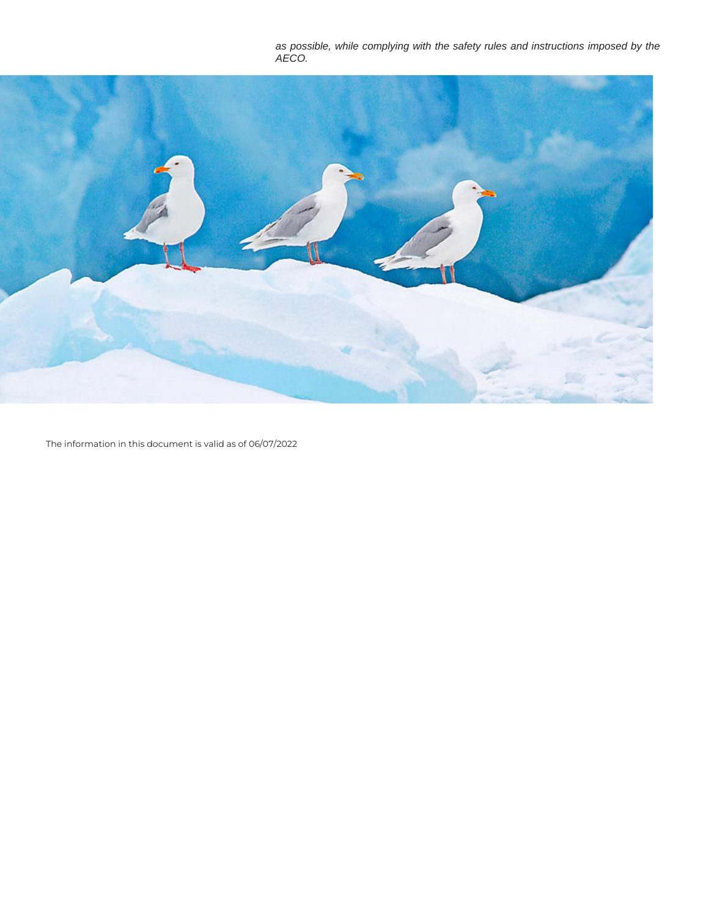*as possible, while complying with the safety rules and instructions imposed by the AECO.*

The information in this document is valid as of 06/07/2022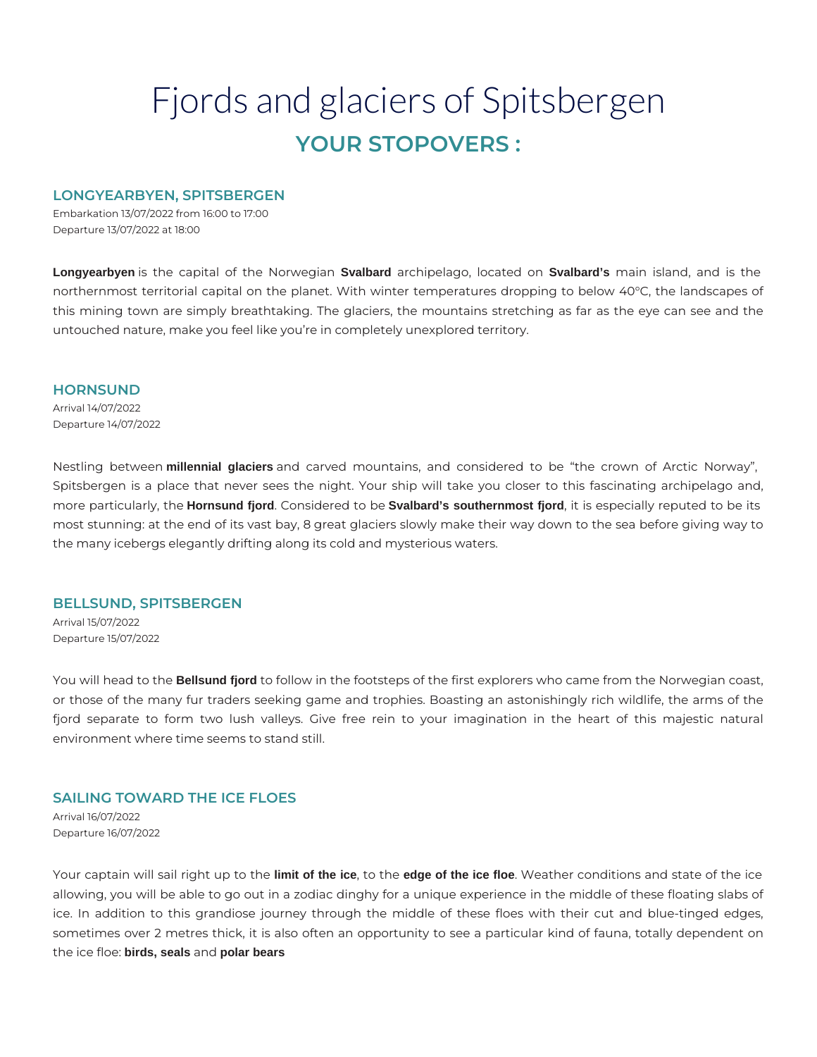# Fjords and glaciers of Spitsbergen

## YOUR STOPOVERS :

### LONGYEARBYEN, SPITSBERGEN

Embarkation 13/07/2022 from 16:00 to 17:00
Departure 13/07/2022 at 18:00

**Longyearbyen** is the capital of the Norwegian **Svalbard** archipelago, located on **Svalbard's** main island, and is the northernmost territorial capital on the planet. With winter temperatures dropping to below 40°C, the landscapes of this mining town are simply breathtaking. The glaciers, the mountains stretching as far as the eye can see and the untouched nature, make you feel like you're in completely unexplored territory.

### HORNSUND

Arrival 14/07/2022
Departure 14/07/2022

Nestling between **millennial glaciers** and carved mountains, and considered to be "the crown of Arctic Norway", Spitsbergen is a place that never sees the night. Your ship will take you closer to this fascinating archipelago and, more particularly, the **Hornsund fjord**. Considered to be **Svalbard's southernmost fjord**, it is especially reputed to be its most stunning: at the end of its vast bay, 8 great glaciers slowly make their way down to the sea before giving way to the many icebergs elegantly drifting along its cold and mysterious waters.

### BELLSUND, SPITSBERGEN

Arrival 15/07/2022
Departure 15/07/2022

You will head to the **Bellsund fjord** to follow in the footsteps of the first explorers who came from the Norwegian coast, or those of the many fur traders seeking game and trophies. Boasting an astonishingly rich wildlife, the arms of the fjord separate to form two lush valleys. Give free rein to your imagination in the heart of this majestic natural environment where time seems to stand still.

### SAILING TOWARD THE ICE FLOES

Arrival 16/07/2022
Departure 16/07/2022

Your captain will sail right up to the **limit of the ice**, to the **edge of the ice floe**. Weather conditions and state of the ice allowing, you will be able to go out in a zodiac dinghy for a unique experience in the middle of these floating slabs of ice. In addition to this grandiose journey through the middle of these floes with their cut and blue-tinged edges, sometimes over 2 metres thick, it is also often an opportunity to see a particular kind of fauna, totally dependent on the ice floe: **birds, seals** and **polar bears**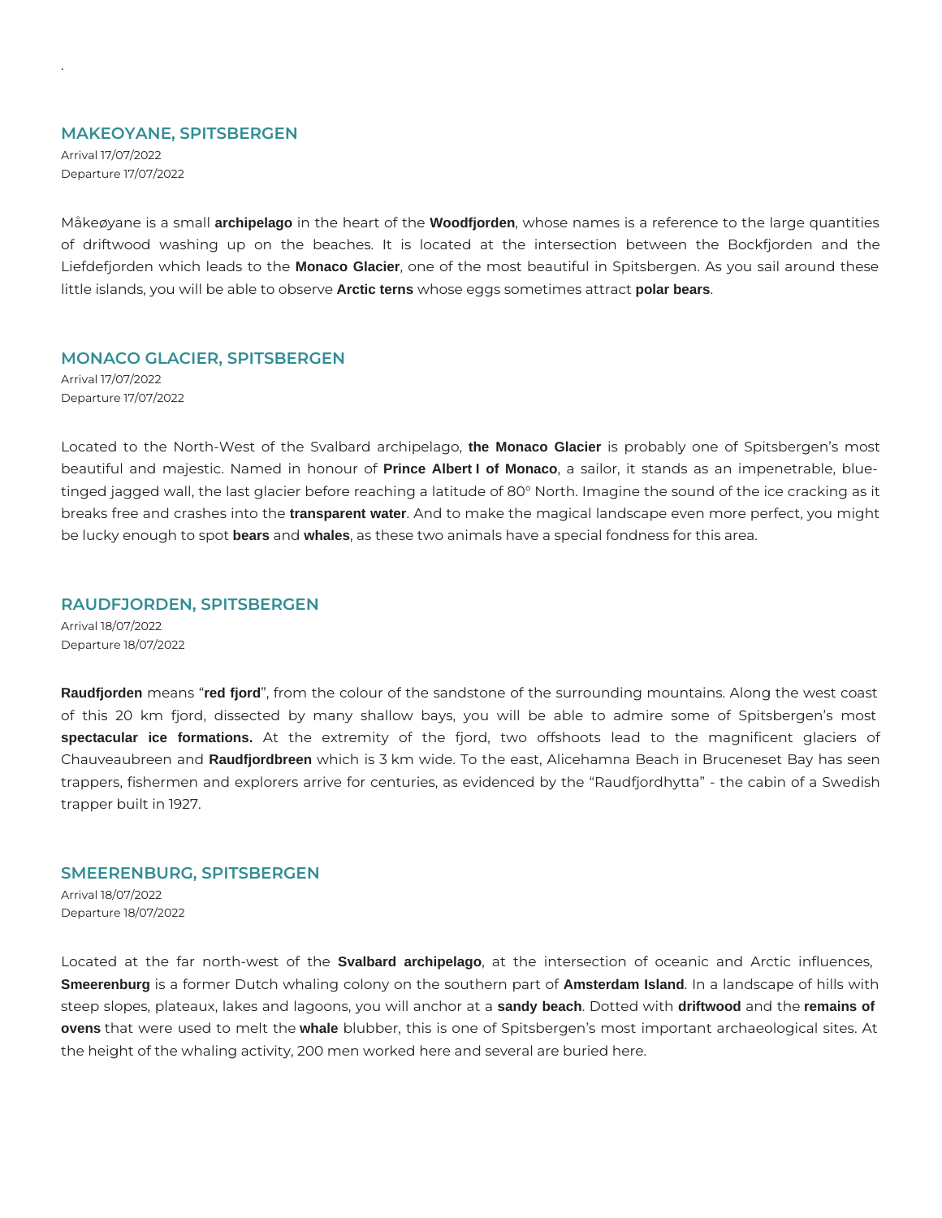## MAKEOYANE, SPITSBERGEN

Arrival 17/07/2022
Departure 17/07/2022

Måkeøyane is a small **archipelago** in the heart of the **Woodfjorden**, whose names is a reference to the large quantities of driftwood washing up on the beaches. It is located at the intersection between the Bockfjorden and the Liefdefjorden which leads to the **Monaco Glacier**, one of the most beautiful in Spitsbergen. As you sail around these little islands, you will be able to observe **Arctic terns** whose eggs sometimes attract **polar bears**.

## MONACO GLACIER, SPITSBERGEN

Arrival 17/07/2022
Departure 17/07/2022

Located to the North-West of the Svalbard archipelago, **the Monaco Glacier** is probably one of Spitsbergen's most beautiful and majestic. Named in honour of **Prince Albert I of Monaco**, a sailor, it stands as an impenetrable, blue-tinged jagged wall, the last glacier before reaching a latitude of 80° North. Imagine the sound of the ice cracking as it breaks free and crashes into the **transparent water**. And to make the magical landscape even more perfect, you might be lucky enough to spot **bears** and **whales**, as these two animals have a special fondness for this area.

## RAUDFJORDEN, SPITSBERGEN

Arrival 18/07/2022
Departure 18/07/2022

**Raudfjorden** means "**red fjord**", from the colour of the sandstone of the surrounding mountains. Along the west coast of this 20 km fjord, dissected by many shallow bays, you will be able to admire some of Spitsbergen's most **spectacular ice formations.** At the extremity of the fjord, two offshoots lead to the magnificent glaciers of Chauveaubreen and **Raudfjordbreen** which is 3 km wide. To the east, Alicehamna Beach in Bruceneset Bay has seen trappers, fishermen and explorers arrive for centuries, as evidenced by the "Raudfjordhytta" - the cabin of a Swedish trapper built in 1927.

## SMEERENBURG, SPITSBERGEN

Arrival 18/07/2022
Departure 18/07/2022

Located at the far north-west of the **Svalbard archipelago**, at the intersection of oceanic and Arctic influences, **Smeerenburg** is a former Dutch whaling colony on the southern part of **Amsterdam Island**. In a landscape of hills with steep slopes, plateaux, lakes and lagoons, you will anchor at a **sandy beach**. Dotted with **driftwood** and the **remains of ovens** that were used to melt the **whale** blubber, this is one of Spitsbergen's most important archaeological sites. At the height of the whaling activity, 200 men worked here and several are buried here.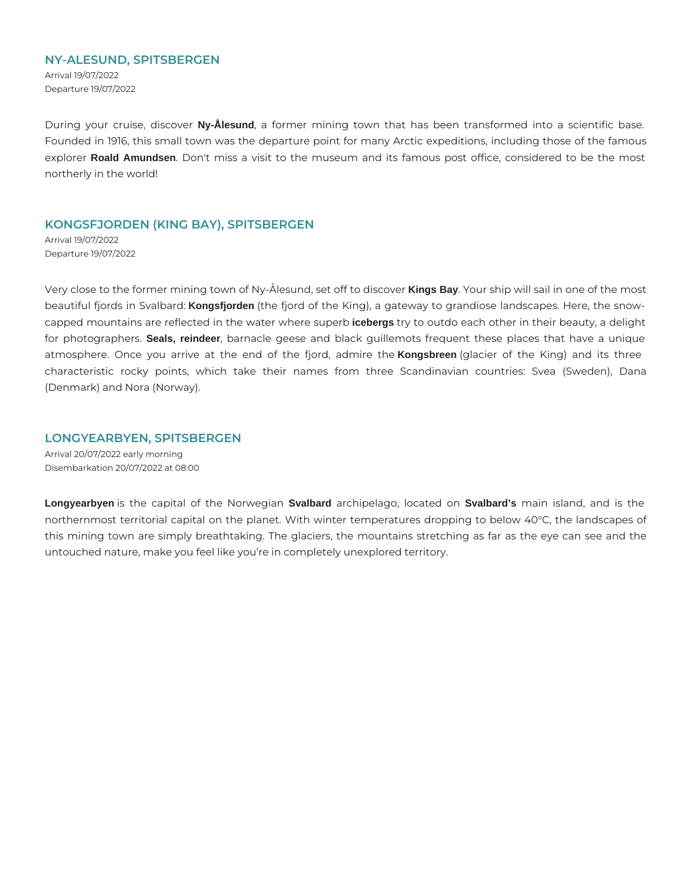## NY-ALESUND, SPITSBERGEN

Arrival 19/07/2022
Departure 19/07/2022

During your cruise, discover **Ny-Ålesund**, a former mining town that has been transformed into a scientific base. Founded in 1916, this small town was the departure point for many Arctic expeditions, including those of the famous explorer **Roald Amundsen**. Don't miss a visit to the museum and its famous post office, considered to be the most northerly in the world!

## KONGSFJORDEN (KING BAY), SPITSBERGEN

Arrival 19/07/2022
Departure 19/07/2022

Very close to the former mining town of Ny-Ålesund, set off to discover **Kings Bay**. Your ship will sail in one of the most beautiful fjords in Svalbard: **Kongsfjorden** (the fjord of the King), a gateway to grandiose landscapes. Here, the snow-capped mountains are reflected in the water where superb **icebergs** try to outdo each other in their beauty, a delight for photographers. **Seals, reindeer**, barnacle geese and black guillemots frequent these places that have a unique atmosphere. Once you arrive at the end of the fjord, admire the **Kongsbreen** (glacier of the King) and its three characteristic rocky points, which take their names from three Scandinavian countries: Svea (Sweden), Dana (Denmark) and Nora (Norway).

## LONGYEARBYEN, SPITSBERGEN

Arrival 20/07/2022 early morning
Disembarkation 20/07/2022 at 08:00

**Longyearbyen** is the capital of the Norwegian **Svalbard** archipelago, located on **Svalbard's** main island, and is the northernmost territorial capital on the planet. With winter temperatures dropping to below 40°C, the landscapes of this mining town are simply breathtaking. The glaciers, the mountains stretching as far as the eye can see and the untouched nature, make you feel like you're in completely unexplored territory.